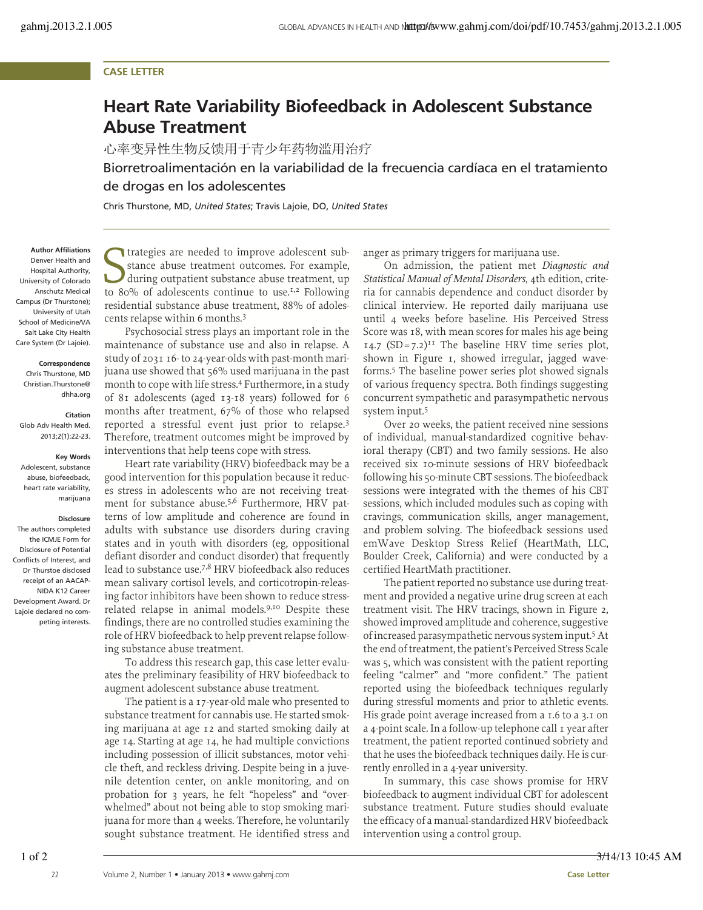CASE LETTER

# Heart Rate Variability Biofeedback in Adolescent Substance Abuse Treatment

心率变异性生物反馈用于青少年药物滥用治疗

Biorretroalimentación en la variabilidad de la frecuencia cardíaca en el tratamiento de drogas en los adolescentes

Chris Thurstone, MD, *United States*; Travis Lajoie, DO, *United States*

**Author Affiliations**
Denver Health and Hospital Authority, University of Colorado Anschutz Medical Campus (Dr Thurstone); University of Utah School of Medicine/VA Salt Lake City Health Care System (Dr Lajoie).

**Correspondence**
Chris Thurstone, MD
Christian.Thurstone@dhha.org

**Citation**
Glob Adv Health Med. 2013;2(1):22-23.

**Key Words**
Adolescent, substance abuse, biofeedback, heart rate variability, marijuana

**Disclosure**
The authors completed the ICMJE Form for Disclosure of Potential Conflicts of Interest, and Dr Thurstoe disclosed receipt of an AACAP-NIDA K12 Career Development Award. Dr Lajoie declared no competing interests.

Strategies are needed to improve adolescent substance abuse treatment outcomes. For example, during outpatient substance abuse treatment, up to 80% of adolescents continue to use.[1,2] Following residential substance abuse treatment, 88% of adolescents relapse within 6 months.[3]

Psychosocial stress plays an important role in the maintenance of substance use and also in relapse. A study of 2031 16- to 24-year-olds with past-month marijuana use showed that 56% used marijuana in the past month to cope with life stress.[4] Furthermore, in a study of 81 adolescents (aged 13-18 years) followed for 6 months after treatment, 67% of those who relapsed reported a stressful event just prior to relapse.[3] Therefore, treatment outcomes might be improved by interventions that help teens cope with stress.

Heart rate variability (HRV) biofeedback may be a good intervention for this population because it reduces stress in adolescents who are not receiving treatment for substance abuse.[5,6] Furthermore, HRV patterns of low amplitude and coherence are found in adults with substance use disorders during craving states and in youth with disorders (eg, oppositional defiant disorder and conduct disorder) that frequently lead to substance use.[7,8] HRV biofeedback also reduces mean salivary cortisol levels, and corticotropin-releasing factor inhibitors have been shown to reduce stress-related relapse in animal models.[9,10] Despite these findings, there are no controlled studies examining the role of HRV biofeedback to help prevent relapse following substance abuse treatment.

To address this research gap, this case letter evaluates the preliminary feasibility of HRV biofeedback to augment adolescent substance abuse treatment.

The patient is a 17-year-old male who presented to substance treatment for cannabis use. He started smoking marijuana at age 12 and started smoking daily at age 14. Starting at age 14, he had multiple convictions including possession of illicit substances, motor vehicle theft, and reckless driving. Despite being in a juvenile detention center, on ankle monitoring, and on probation for 3 years, he felt "hopeless" and "overwhelmed" about not being able to stop smoking marijuana for more than 4 weeks. Therefore, he voluntarily sought substance treatment. He identified stress and anger as primary triggers for marijuana use.

On admission, the patient met *Diagnostic and Statistical Manual of Mental Disorders*, 4th edition, criteria for cannabis dependence and conduct disorder by clinical interview. He reported daily marijuana use until 4 weeks before baseline. His Perceived Stress Score was 18, with mean scores for males his age being 14.7 (SD = 7.2)[11] The baseline HRV time series plot, shown in Figure 1, showed irregular, jagged waveforms.[5] The baseline power series plot showed signals of various frequency spectra. Both findings suggesting concurrent sympathetic and parasympathetic nervous system input.[5]

Over 20 weeks, the patient received nine sessions of individual, manual-standardized cognitive behavioral therapy (CBT) and two family sessions. He also received six 10-minute sessions of HRV biofeedback following his 50-minute CBT sessions. The biofeedback sessions were integrated with the themes of his CBT sessions, which included modules such as coping with cravings, communication skills, anger management, and problem solving. The biofeedback sessions used emWave Desktop Stress Relief (HeartMath, LLC, Boulder Creek, California) and were conducted by a certified HeartMath practitioner.

The patient reported no substance use during treatment and provided a negative urine drug screen at each treatment visit. The HRV tracings, shown in Figure 2, showed improved amplitude and coherence, suggestive of increased parasympathetic nervous system input.[5] At the end of treatment, the patient's Perceived Stress Scale was 5, which was consistent with the patient reporting feeling "calmer" and "more confident." The patient reported using the biofeedback techniques regularly during stressful moments and prior to athletic events. His grade point average increased from a 1.6 to a 3.1 on a 4-point scale. In a follow-up telephone call 1 year after treatment, the patient reported continued sobriety and that he uses the biofeedback techniques daily. He is currently enrolled in a 4-year university.

In summary, this case shows promise for HRV biofeedback to augment individual CBT for adolescent substance treatment. Future studies should evaluate the efficacy of a manual-standardized HRV biofeedback intervention using a control group.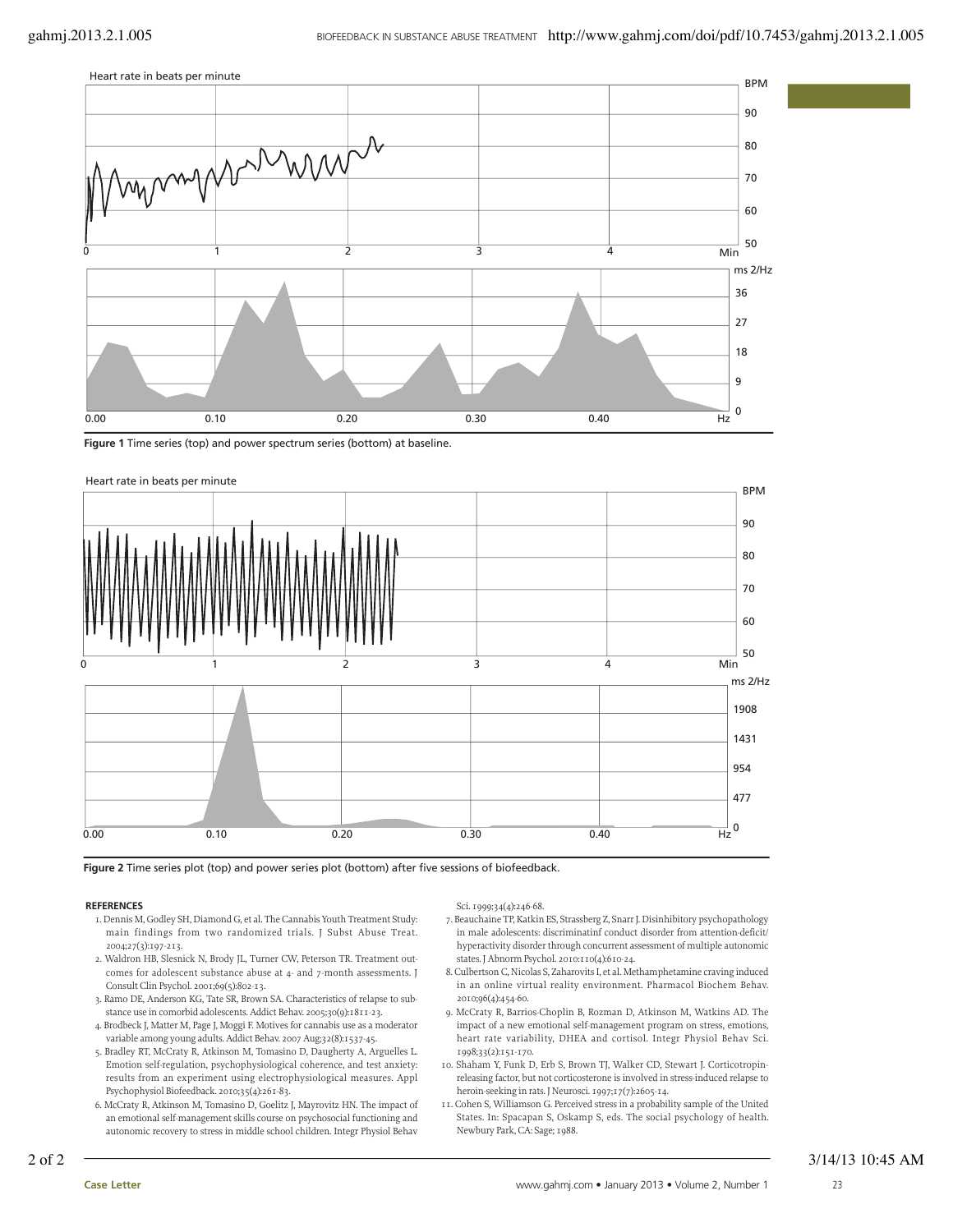Heart rate in beats per minute

BPM

90

80

70

60

50

0 1 2 3 4 Min

ms 2/Hz

36

27

18

9

0

0.00 0.10 0.20 0.30 0.40 Hz

**Figure 1** Time series (top) and power spectrum series (bottom) at baseline.

Heart rate in beats per minute

BPM

90

80

70

60

50

0 1 2 3 4 Min

ms 2/Hz

1908

1431

954

477

0

0.00 0.10 0.20 0.30 0.40 Hz

**Figure 2** Time series plot (top) and power series plot (bottom) after five sessions of biofeedback.

## REFERENCES

1. Dennis M, Godley SH, Diamond G, et al. The Cannabis Youth Treatment Study: main findings from two randomized trials. J Subst Abuse Treat. 2004;27(3):197-213.
2. Waldron HB, Slesnick N, Brody JL, Turner CW, Peterson TR. Treatment outcomes for adolescent substance abuse at 4- and 7-month assessments. J Consult Clin Psychol. 2001;69(5):802-13.
3. Ramo DE, Anderson KG, Tate SR, Brown SA. Characteristics of relapse to substance use in comorbid adolescents. Addict Behav. 2005;30(9):1811-23.
4. Brodbeck J, Matter M, Page J, Moggi F. Motives for cannabis use as a moderator variable among young adults. Addict Behav. 2007 Aug;32(8):1537-45.
5. Bradley RT, McCraty R, Atkinson M, Tomasino D, Daugherty A, Arguelles L. Emotion self-regulation, psychophysiological coherence, and test anxiety: results from an experiment using electrophysiological measures. Appl Psychophysiol Biofeedback. 2010;35(4):261-83.
6. McCraty R, Atkinson M, Tomasino D, Goelitz J, Mayrovitz HN. The impact of an emotional self-management skills course on psychosocial functioning and autonomic recovery to stress in middle school children. Integr Physiol Behav Sci. 1999;34(4):246-68.
7. Beauchaine TP, Katkin ES, Strassberg Z, Snarr J. Disinhibitory psychopathology in male adolescents: discriminatinf conduct disorder from attention-deficit/hyperactivity disorder through concurrent assessment of multiple autonomic states. J Abnorm Psychol. 2010;110(4):610-24.
8. Culbertson C, Nicolas S, Zaharovits I, et al. Methamphetamine craving induced in an online virtual reality environment. Pharmacol Biochem Behav. 2010;96(4):454-60.
9. McCraty R, Barrios-Choplin B, Rozman D, Atkinson M, Watkins AD. The impact of a new emotional self-management program on stress, emotions, heart rate variability, DHEA and cortisol. Integr Physiol Behav Sci. 1998;33(2):151-170.
10. Shaham Y, Funk D, Erb S, Brown TJ, Walker CD, Stewart J. Corticotropin-releasing factor, but not corticosterone is involved in stress-induced relapse to heroin-seeking in rats. J Neurosci. 1997;17(7):2605-14.
11. Cohen S, Williamson G. Perceived stress in a probability sample of the United States. In: Spacapan S, Oskamp S, eds. The social psychology of health. Newbury Park, CA: Sage; 1988.